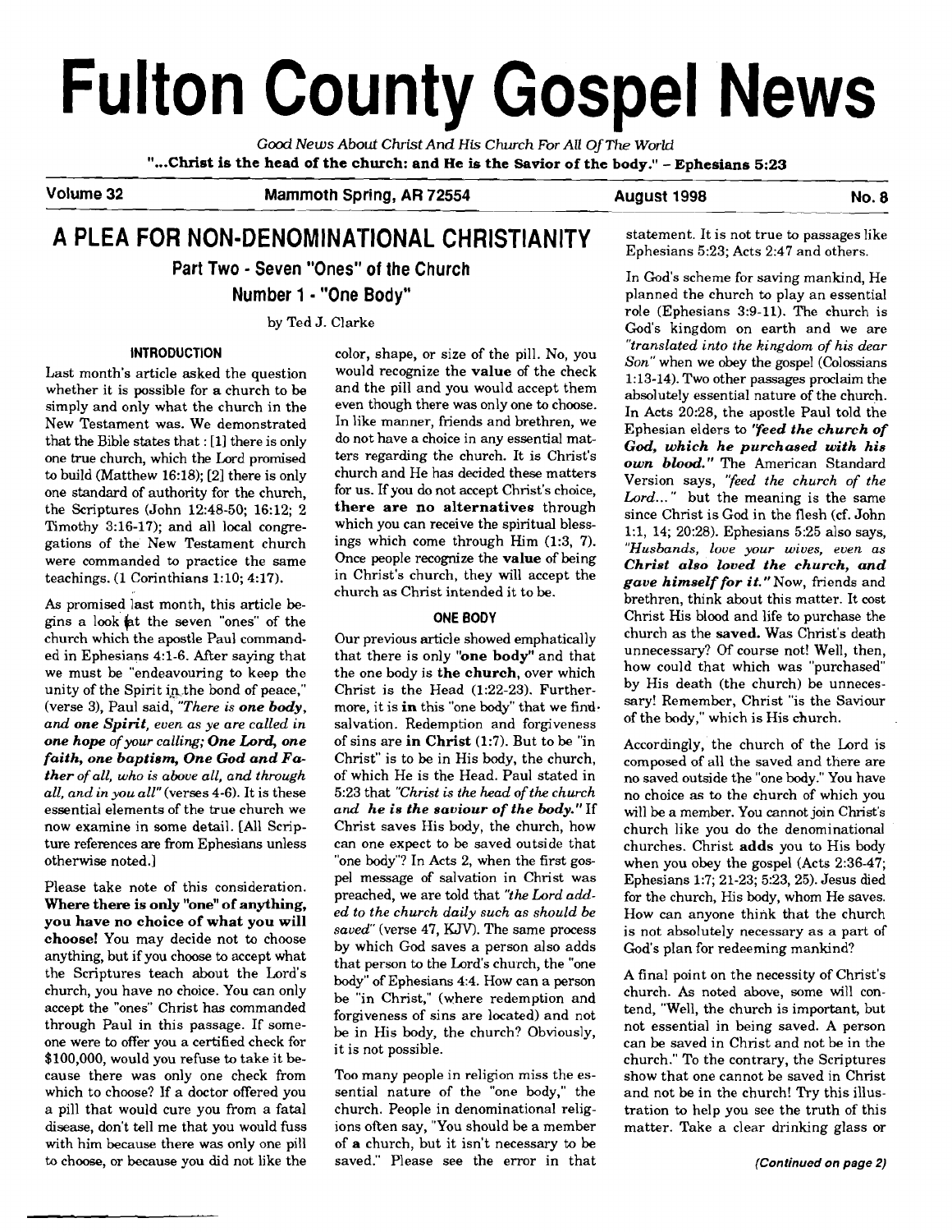# Fulton County Gospel News

*Good News About Christ And His Church For All Of The World*

**"...Christ is the head of the church: and He is the Savior of the body." - Ephesians 5:23**

Volume 32 | Mammoth Spring, AR 72554 | August 1998 | No. 8

## A PLEA FOR NON-DENOMINATIONAL CHRISTIANITY

### Part Two - Seven "Ones" of the Church

### Number 1 - "One Body"

by Ted J. Clarke

#### INTRODUCTION

Last month's article asked the question whether it is possible for a church to be simply and only what the church in the New Testament was. We demonstrated that the Bible states that : [1] there is only one true church, which the Lord promised to build (Matthew 16:18); [2] there is only one standard of authority for the church, the Scriptures (John 12:48-50; 16:12; 2 Timothy 3:16-17); and all local congregations of the New Testament church were commanded to practice the same teachings. (1 Corinthians 1:10; 4:17).

As promised last month, this article begins a look at the seven "ones" of the church which the apostle Paul commanded in Ephesians 4:1-6. After saying that we must be "endeavouring to keep the unity of the Spirit in the bond of peace," (verse 3), Paul said, *"There is **one body**, and **one Spirit**, even as ye are called in **one hope** of your calling; **One Lord**, **one faith**, **one baptism**, **One God and Father** of all, who is above all, and through all, and in you all"* (verses 4-6). It is these essential elements of the true church we now examine in some detail. [All Scripture references are from Ephesians unless otherwise noted.]

Please take note of this consideration. **Where there is only "one" of anything, you have no choice of what you will choose!** You may decide not to choose anything, but if you choose to accept what the Scriptures teach about the Lord's church, you have no choice. You can only accept the "ones" Christ has commanded through Paul in this passage. If someone were to offer you a certified check for \$100,000, would you refuse to take it because there was only one check from which to choose? If a doctor offered you a pill that would cure you from a fatal disease, don't tell me that you would fuss with him because there was only one pill to choose, or because you did not like the color, shape, or size of the pill. No, you would recognize the **value** of the check and the pill and you would accept them even though there was only one to choose. In like manner, friends and brethren, we do not have a choice in any essential matters regarding the church. It is Christ's church and He has decided these matters for us. If you do not accept Christ's choice, **there are no alternatives** through which you can receive the spiritual blessings which come through Him (1:3, 7). Once people recognize the **value** of being in Christ's church, they will accept the church as Christ intended it to be.

#### ONE BODY

Our previous article showed emphatically that there is only **"one body"** and that the one body is **the church**, over which Christ is the Head (1:22-23). Furthermore, it is **in** this "one body" that we find salvation. Redemption and forgiveness of sins are **in Christ** (1:7). But to be "in Christ" is to be in His body, the church, of which He is the Head. Paul stated in 5:23 that *"Christ is the head of the church and **he is the saviour of the body.**"* If Christ saves His body, the church, how can one expect to be saved outside that "one body"? In Acts 2, when the first gospel message of salvation in Christ was preached, we are told that *"the Lord added to the church daily such as should be saved"* (verse 47, KJV). The same process by which God saves a person also adds that person to the Lord's church, the "one body" of Ephesians 4:4. How can a person be "in Christ," (where redemption and forgiveness of sins are located) and not be in His body, the church? Obviously, it is not possible.

Too many people in religion miss the essential nature of the "one body," the church. People in denominational religions often say, "You should be a member of **a** church, but it isn't necessary to be saved." Please see the error in that statement. It is not true to passages like Ephesians 5:23; Acts 2:47 and others.

In God's scheme for saving mankind, He planned the church to play an essential role (Ephesians 3:9-11). The church is God's kingdom on earth and we are *"translated into the kingdom of his dear Son"* when we obey the gospel (Colossians 1:13-14). Two other passages proclaim the absolutely essential nature of the church. In Acts 20:28, the apostle Paul told the Ephesian elders to ***"feed the church of God, which he purchased with his own blood."*** The American Standard Version says, *"feed the church of the Lord..."* but the meaning is the same since Christ is God in the flesh (cf. John 1:1, 14; 20:28). Ephesians 5:25 also says, *"Husbands, love your wives, even as **Christ also loved the church, and gave himself for it.**"* Now, friends and brethren, think about this matter. It cost Christ His blood and life to purchase the church as the **saved.** Was Christ's death unnecessary? Of course not! Well, then, how could that which was "purchased" by His death (the church) be unnecessary! Remember, Christ "is the Saviour of the body," which is His church.

Accordingly, the church of the Lord is composed of all the saved and there are no saved outside the "one body." You have no choice as to the church of which you will be a member. You cannot join Christ's church like you do the denominational churches. Christ **adds** you to His body when you obey the gospel (Acts 2:36-47; Ephesians 1:7; 21-23; 5:23, 25). Jesus died for the church, His body, whom He saves. How can anyone think that the church is not absolutely necessary as a part of God's plan for redeeming mankind?

A final point on the necessity of Christ's church. As noted above, some will contend, "Well, the church is important, but not essential in being saved. A person can be saved in Christ and not be in the church." To the contrary, the Scriptures show that one cannot be saved in Christ and not be in the church! Try this illustration to help you see the truth of this matter. Take a clear drinking glass or

*(Continued on page 2)*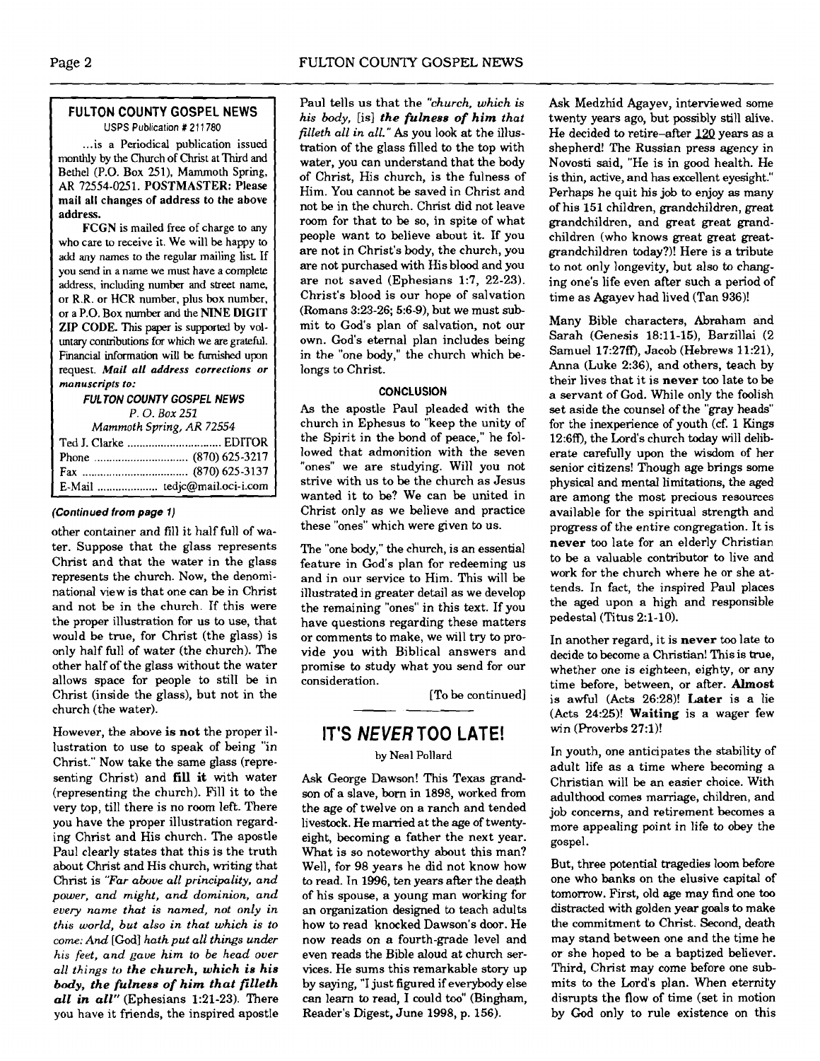## FULTON COUNTY GOSPEL NEWS

USPS Publication # 211780

...is a Periodical publication issued monthly by the Church of Christ at Third and Bethel (P.O. Box 251), Mammoth Spring, AR 72554-0251. **POSTMASTER: Please mail all changes of address to the above address.**

**FCGN** is mailed free of charge to any who care to receive it. We will be happy to add any names to the regular mailing list. If you send in a name we must have a complete address, including number and street name, or R.R. or HCR number, plus box number, or a P.O. Box number and the **NINE DIGIT ZIP CODE.** This paper is supported by voluntary contributions for which we are grateful. Financial information will be furnished upon request. ***Mail all address corrections or manuscripts to:***

***FULTON COUNTY GOSPEL NEWS***
*P. O. Box 251*
*Mammoth Spring, AR 72554*

Ted J. Clarke ............................ EDITOR
Phone ............................ (870) 625-3217
Fax ............................ (870) 625-3137
E-Mail .................... tedjc@mail.oci-i.com

***(Continued from page 1)***

other container and fill it half full of water. Suppose that the glass represents Christ and that the water in the glass represents the church. Now, the denominational view is that one can be in Christ and not be in the church. If this were the proper illustration for us to use, that would be true, for Christ (the glass) is only half full of water (the church). The other half of the glass without the water allows space for people to still be in Christ (inside the glass), but not in the church (the water).

However, the above **is not** the proper illustration to use to speak of being "in Christ." Now take the same glass (representing Christ) and **fill it** with water (representing the church). Fill it to the very top, till there is no room left. There you have the proper illustration regarding Christ and His church. The apostle Paul clearly states that this is the truth about Christ and His church, writing that Christ is *"Far above all principality, and power, and might, and dominion, and every name that is named, not only in this world, but also in that which is to come: And* [God] *hath put all things under his feet, and gave him to be head over all things to* ***the church, which is his body, the fulness of him that filleth all in all"*** (Ephesians 1:21-23). There you have it friends, the inspired apostle Paul tells us that the *"church, which is his body,* [is] ***the fulness of him that*** *filleth all in all."* As you look at the illustration of the glass filled to the top with water, you can understand that the body of Christ, His church, is the fulness of Him. You cannot be saved in Christ and not be in the church. Christ did not leave room for that to be so, in spite of what people want to believe about it. If you are not in Christ's body, the church, you are not purchased with His blood and you are not saved (Ephesians 1:7, 22-23). Christ's blood is our hope of salvation (Romans 3:23-26; 5:6-9), but we must submit to God's plan of salvation, not our own. God's eternal plan includes being in the "one body," the church which belongs to Christ.

#### CONCLUSION

As the apostle Paul pleaded with the church in Ephesus to "keep the unity of the Spirit in the bond of peace," he followed that admonition with the seven "ones" we are studying. Will you not strive with us to be the church as Jesus wanted it to be? We can be united in Christ only as we believe and practice these "ones" which were given to us.

The "one body," the church, is an essential feature in God's plan for redeeming us and in our service to Him. This will be illustrated in greater detail as we develop the remaining "ones" in this text. If you have questions regarding these matters or comments to make, we will try to provide you with Biblical answers and promise to study what you send for our consideration.

[To be continued]

## IT'S *NEVER* TOO LATE!

by Neal Pollard

Ask George Dawson! This Texas grandson of a slave, born in 1898, worked from the age of twelve on a ranch and tended livestock. He married at the age of twenty-eight, becoming a father the next year. What is so noteworthy about this man? Well, for 98 years he did not know how to read. In 1996, ten years after the death of his spouse, a young man working for an organization designed to teach adults how to read knocked Dawson's door. He now reads on a fourth-grade level and even reads the Bible aloud at church services. He sums this remarkable story up by saying, "I just figured if everybody else can learn to read, I could too" (Bingham, Reader's Digest, June 1998, p. 156).

Ask Medzhid Agayev, interviewed some twenty years ago, but possibly still alive. He decided to retire–after 120 years as a shepherd! The Russian press agency in Novosti said, "He is in good health. He is thin, active, and has excellent eyesight." Perhaps he quit his job to enjoy as many of his 151 children, grandchildren, great grandchildren, and great great grandchildren (who knows great great great-grandchildren today?)! Here is a tribute to not only longevity, but also to changing one's life even after such a period of time as Agayev had lived (Tan 936)!

Many Bible characters, Abraham and Sarah (Genesis 18:11-15), Barzillai (2 Samuel 17:27ff), Jacob (Hebrews 11:21), Anna (Luke 2:36), and others, teach by their lives that it is **never** too late to be a servant of God. While only the foolish set aside the counsel of the "gray heads" for the inexperience of youth (cf. 1 Kings 12:6ff), the Lord's church today will deliberate carefully upon the wisdom of her senior citizens! Though age brings some physical and mental limitations, the aged are among the most precious resources available for the spiritual strength and progress of the entire congregation. It is **never** too late for an elderly Christian to be a valuable contributor to live and work for the church where he or she attends. In fact, the inspired Paul places the aged upon a high and responsible pedestal (Titus 2:1-10).

In another regard, it is **never** too late to decide to become a Christian! This is true, whether one is eighteen, eighty, or any time before, between, or after. **Almost** is awful (Acts 26:28)! **Later** is a lie (Acts 24:25)! **Waiting** is a wager few win (Proverbs 27:1)!

In youth, one anticipates the stability of adult life as a time where becoming a Christian will be an easier choice. With adulthood comes marriage, children, and job concerns, and retirement becomes a more appealing point in life to obey the gospel.

But, three potential tragedies loom before one who banks on the elusive capital of tomorrow. First, old age may find one too distracted with golden year goals to make the commitment to Christ. Second, death may stand between one and the time he or she hoped to be a baptized believer. Third, Christ may come before one submits to the Lord's plan. When eternity disrupts the flow of time (set in motion by God only to rule existence on this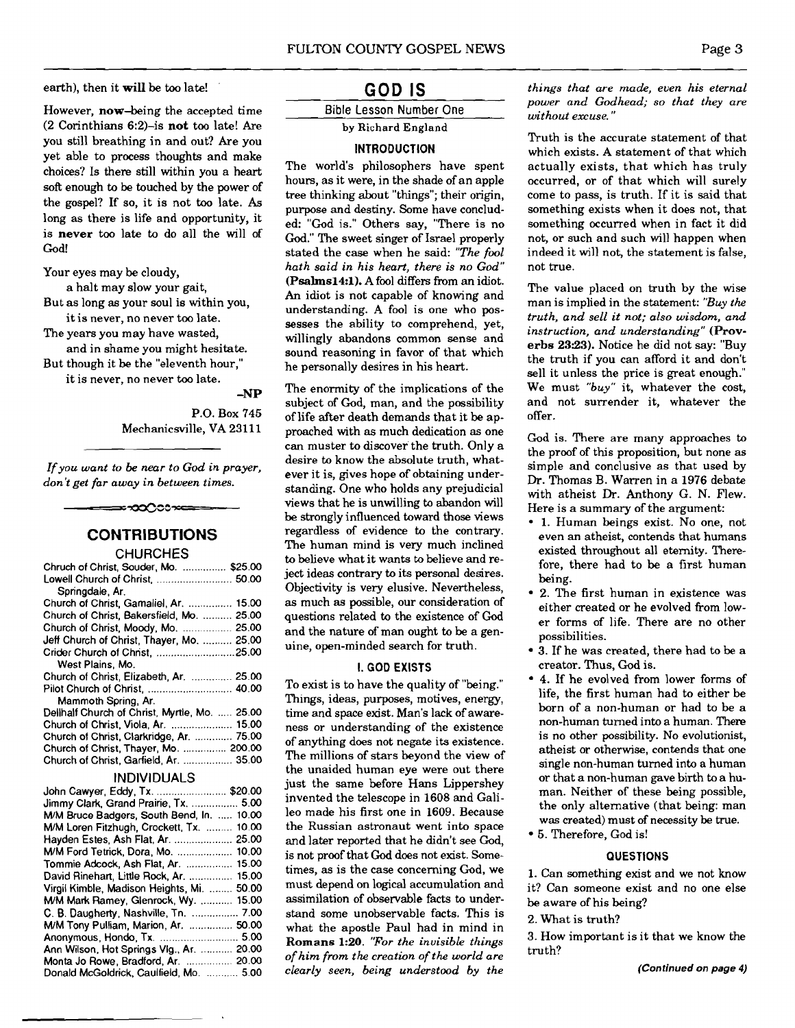earth), then it **will** be too late!

However, **now**–being the accepted time (2 Corinthians 6:2)–is **not** too late! Are you still breathing in and out? Are you yet able to process thoughts and make choices? Is there still within you a heart soft enough to be touched by the power of the gospel? If so, it is not too late. As long as there is life and opportunity, it is **never** too late to do all the will of God!

Your eyes may be cloudy,
 a halt may slow your gait,
But as long as your soul is within you,
 it is never, no never too late.
The years you may have wasted,
 and in shame you might hesitate.
But though it be the "eleventh hour,"
 it is never, no never too late.

-NP

P.O. Box 745
Mechanicsville, VA 23111

*If you want to be near to God in prayer, don't get far away in between times.*

## CONTRIBUTIONS

### CHURCHES

| | |
|---|---|
| Chruch of Christ, Souder, Mo. | $25.00 |
| Lowell Church of Christ, Springdale, Ar. | 50.00 |
| Church of Christ, Gamaliel, Ar. | 15.00 |
| Church of Christ, Bakersfield, Mo. | 25.00 |
| Church of Christ, Moody, Mo. | 25.00 |
| Jeff Church of Christ, Thayer, Mo. | 25.00 |
| Crider Church of Christ, West Plains, Mo. | 25.00 |
| Church of Christ, Elizabeth, Ar. | 25.00 |
| Pilot Church of Christ, Mammoth Spring, Ar. | 40.00 |
| Dellhalf Church of Christ, Myrtle, Mo. | 25.00 |
| Church of Christ, Viola, Ar. | 15.00 |
| Church of Christ, Clarkridge, Ar. | 75.00 |
| Church of Christ, Thayer, Mo. | 200.00 |
| Church of Christ, Garfield, Ar. | 35.00 |

### INDIVIDUALS

| | |
|---|---|
| John Cawyer, Eddy, Tx. | $20.00 |
| Jimmy Clark, Grand Prairie, Tx. | 5.00 |
| M/M Bruce Badgers, South Bend, In. | 10.00 |
| M/M Loren Fitzhugh, Crockett, Tx. | 10.00 |
| Hayden Estes, Ash Flat, Ar. | 25.00 |
| M/M Ford Tetrick, Dora, Mo. | 10.00 |
| Tommie Adcock, Ash Flat, Ar. | 15.00 |
| David Rinehart, Little Rock, Ar. | 15.00 |
| Virgil Kimble, Madison Heights, Mi. | 50.00 |
| M/M Mark Ramey, Glenrock, Wy. | 15.00 |
| C. B. Daugherty, Nashville, Tn. | 7.00 |
| M/M Tony Pulliam, Marion, Ar. | 50.00 |
| Anonymous, Hondo, Tx. | 5.00 |
| Ann Wilson, Hot Springs Vlg., Ar. | 20.00 |
| Monta Jo Rowe, Bradford, Ar. | 20.00 |
| Donald McGoldrick, Caulfield, Mo. | 5.00 |

# GOD IS

### Bible Lesson Number One

by Richard England

#### INTRODUCTION

The world's philosophers have spent hours, as it were, in the shade of an apple tree thinking about "things"; their origin, purpose and destiny. Some have concluded: "God is." Others say, "There is no God." The sweet singer of Israel properly stated the case when he said: *"The fool hath said in his heart, there is no God"* **(Psalms14:1).** A fool differs from an idiot. An idiot is not capable of knowing and understanding. A fool is one who possesses the ability to comprehend, yet, willingly abandons common sense and sound reasoning in favor of that which he personally desires in his heart.

The enormity of the implications of the subject of God, man, and the possibility of life after death demands that it be approached with as much dedication as one can muster to discover the truth. Only a desire to know the absolute truth, whatever it is, gives hope of obtaining understanding. One who holds any prejudicial views that he is unwilling to abandon will be strongly influenced toward those views regardless of evidence to the contrary. The human mind is very much inclined to believe what it wants to believe and reject ideas contrary to its personal desires. Objectivity is very elusive. Nevertheless, as much as possible, our consideration of questions related to the existence of God and the nature of man ought to be a genuine, open-minded search for truth.

#### I. GOD EXISTS

To exist is to have the quality of "being." Things, ideas, purposes, motives, energy, time and space exist. Man's lack of awareness or understanding of the existence of anything does not negate its existence. The millions of stars beyond the view of the unaided human eye were out there just the same before Hans Lippershey invented the telescope in 1608 and Galileo made his first one in 1609. Because the Russian astronaut went into space and later reported that he didn't see God, is not proof that God does not exist. Sometimes, as is the case concerning God, we must depend on logical accumulation and assimilation of observable facts to understand some unobservable facts. This is what the apostle Paul had in mind in **Romans 1:20**. *"For the invisible things of him from the creation of the world are clearly seen, being understood by the things that are made, even his eternal power and Godhead; so that they are without excuse."*

Truth is the accurate statement of that which exists. A statement of that which actually exists, that which has truly occurred, or of that which will surely come to pass, is truth. If it is said that something exists when it does not, that something occurred when in fact it did not, or such and such will happen when indeed it will not, the statement is false, not true.

The value placed on truth by the wise man is implied in the statement: *"Buy the truth, and sell it not; also wisdom, and instruction, and understanding"* **(Proverbs 23:23).** Notice he did not say: "Buy the truth if you can afford it and don't sell it unless the price is great enough." We must *"buy"* it, whatever the cost, and not surrender it, whatever the offer.

God is. There are many approaches to the proof of this proposition, but none as simple and conclusive as that used by Dr. Thomas B. Warren in a 1976 debate with atheist Dr. Anthony G. N. Flew. Here is a summary of the argument:

- 1. Human beings exist. No one, not even an atheist, contends that humans existed throughout all eternity. Therefore, there had to be a first human being.
- 2. The first human in existence was either created or he evolved from lower forms of life. There are no other possibilities.
- 3. If he was created, there had to be a creator. Thus, God is.
- 4. If he evolved from lower forms of life, the first human had to either be born of a non-human or had to be a non-human turned into a human. There is no other possibility. No evolutionist, atheist or otherwise, contends that one single non-human turned into a human or that a non-human gave birth to a human. Neither of these being possible, the only alternative (that being: man was created) must of necessity be true.
- 5. Therefore, God is!

#### QUESTIONS

1. Can something exist and we not know it? Can someone exist and no one else be aware of his being?

2. What is truth?

3. How important is it that we know the truth?

*(Continued on page 4)*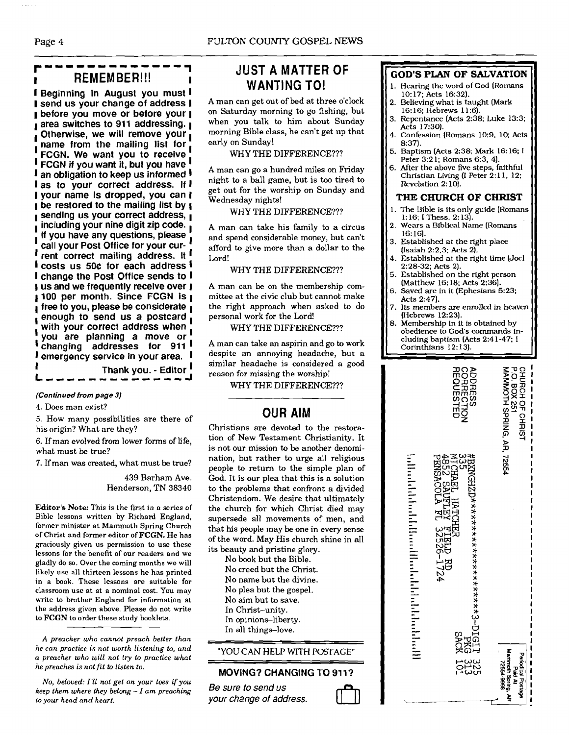## REMEMBER!!!

**Beginning in August you must send us your change of address before you move or before your area switches to 911 addressing. Otherwise, we will remove your name from the mailing list for FCGN. We want you to receive FCGN if you want it, but you have an obligation to keep us informed as to your correct address. If your name is dropped, you can be restored to the mailing list by sending us your correct address, including your nine digit zip code. If you have any questions, please call your Post Office for your current correct mailing address. It costs us 50¢ for each address change the Post Office sends to us and we frequently receive over 100 per month. Since FCGN is free to you, please be considerate enough to send us a postcard with your correct address when you are planning a move or changing addresses for 911 emergency service in your area.**

**Thank you. - Editor**

***(Continued from page 3)***

4. Does man exist?

5. How many possibilities are there of his origin? What are they?

6. If man evolved from lower forms of life, what must be true?

7. If man was created, what must be true?

439 Barham Ave.
Henderson, TN 38340

**Editor's Note:** This is the first in a series of Bible lessons written by Richard England, former minister at Mammoth Spring Church of Christ and former editor of **FCGN.** He has graciously given us permission to use these lessons for the benefit of our readers and we gladly do so. Over the coming months we will likely use all thirteen lessons he has printed in a book. These lessons are suitable for classroom use at at a nominal cost. You may write to brother England for information at the address given above. Please do not write to **FCGN** to order these study booklets.

*A preacher who cannot preach better than he can practice is not worth listening to, and a preacher who will not try to practice what he preaches is not fit to listen to.*

*No, beloved: I'll not get on your toes if you keep them where they belong – I am preaching to your head and heart.*

## JUST A MATTER OF WANTING TO!

A man can get out of bed at three o'clock on Saturday morning to go fishing, but when you talk to him about Sunday morning Bible class, he can't get up that early on Sunday!

WHY THE DIFFERENCE???

A man can go a hundred miles on Friday night to a ball game, but is too tired to get out for the worship on Sunday and Wednesday nights!

WHY THE DIFFERENCE???

A man can take his family to a circus and spend considerable money, but can't afford to give more than a dollar to the Lord!

WHY THE DIFFERENCE???

A man can be on the membership committee at the civic club but cannot make the right approach when asked to do personal work for the Lord!

WHY THE DIFFERENCE???

A man can take an aspirin and go to work despite an annoying headache, but a similar headache is considered a good reason for missing the worship!

WHY THE DIFFERENCE???

## OUR AIM

Christians are devoted to the restoration of New Testament Christianity. It is not our mission to be another denomination, but rather to urge all religious people to return to the simple plan of God. It is our plea that this is a solution to the problems that confront a divided Christendom. We desire that ultimately the church for which Christ died may supersede all movements of men, and that his people may be one in every sense of the word. May His church shine in all its beauty and pristine glory.

No book but the Bible.
No creed but the Christ.
No name but the divine.
No plea but the gospel.
No aim but to save.
In Christ–unity.
In opinions–liberty.
In all things–love.

"YOU CAN HELP WITH POSTAGE"

**MOVING? CHANGING TO 911?**

*Be sure to send us your change of address.*

### GOD'S PLAN OF SALVATION

1. Hearing the word of God (Romans 10:17; Acts 16:32).
2. Believing what is taught (Mark 16:16; Hebrews 11:6).
3. Repentance (Acts 2:38; Luke 13:3; Acts 17:30).
4. Confession (Romans 10:9, 10; Acts 8:37).
5. Baptism (Acts 2:38; Mark 16:16; I Peter 3:21; Romans 6:3, 4).
6. After the above five steps, faithful Christian Living (I Peter 2:11, 12; Revelation 2:10).

### THE CHURCH OF CHRIST

1. The Bible is its only guide (Romans 1:16; I Thess. 2:13).
2. Wears a Biblical Name (Romans 16:16).
3. Established at the right place (Isaiah 2:2,3; Acts 2).
4. Established at the right time (Joel 2:28-32; Acts 2).
5. Established on the right person (Matthew 16:18; Acts 2:36).
6. Saved are in it (Ephesians 5:23; Acts 2:47).
7. Its members are enrolled in heaven (Hebrews 12:23).
8. Membership in it is obtained by obedience to God's commands including baptism (Acts 2:41-47; I Corinthians 12:13).

CHURCH OF CHRIST
P.O. BOX 251
MAMMOTH SPRING, AR 72554

ADDRESS CORRECTION REQUESTED

Periodical Postage Paid At Mammoth Spring, AR 72554-9998

#BXNGHZD******************3-DIGIT 325
335 PKG 313
MICHAEL HATCHER SACK 101
4852 SAUFLEY FIELD RD
PENSACOLA FL 32526-1724